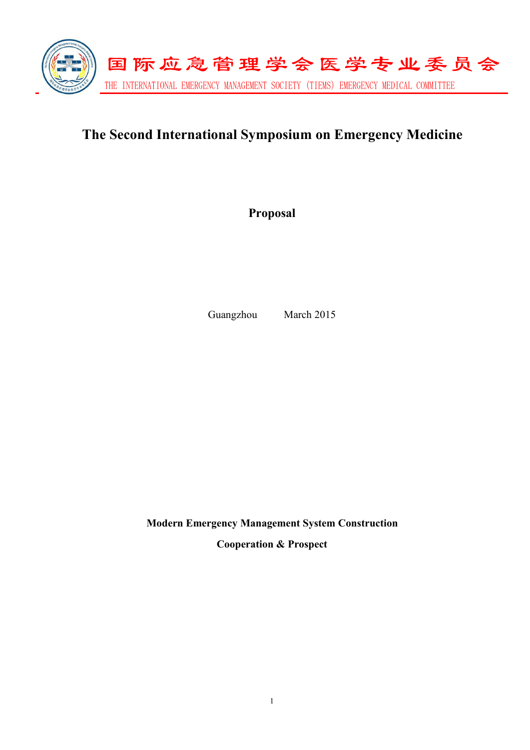国际应急管理学会医学专业委员会

THE INTERNATIONAL EMERGENCY MANAGEMENT SOCIETY (TIEMS) EMERGENCY MEDICAL COMMITTEE

# The Second International Symposium on Emergency Medicine

**Proposal**

Guangzhou March 2015

**Modern Emergency Management System Construction**

**Cooperation & Prospect**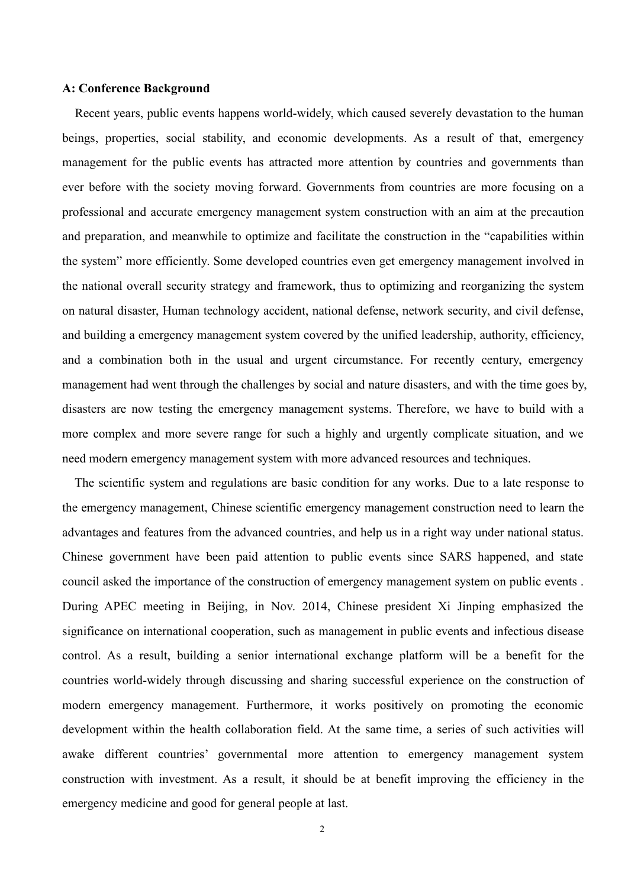**A: Conference Background**

Recent years, public events happens world-widely, which caused severely devastation to the human beings, properties, social stability, and economic developments. As a result of that, emergency management for the public events has attracted more attention by countries and governments than ever before with the society moving forward. Governments from countries are more focusing on a professional and accurate emergency management system construction with an aim at the precaution and preparation, and meanwhile to optimize and facilitate the construction in the "capabilities within the system" more efficiently. Some developed countries even get emergency management involved in the national overall security strategy and framework, thus to optimizing and reorganizing the system on natural disaster, Human technology accident, national defense, network security, and civil defense, and building a emergency management system covered by the unified leadership, authority, efficiency, and a combination both in the usual and urgent circumstance. For recently century, emergency management had went through the challenges by social and nature disasters, and with the time goes by, disasters are now testing the emergency management systems. Therefore, we have to build with a more complex and more severe range for such a highly and urgently complicate situation, and we need modern emergency management system with more advanced resources and techniques.

The scientific system and regulations are basic condition for any works. Due to a late response to the emergency management, Chinese scientific emergency management construction need to learn the advantages and features from the advanced countries, and help us in a right way under national status. Chinese government have been paid attention to public events since SARS happened, and state council asked the importance of the construction of emergency management system on public events . During APEC meeting in Beijing, in Nov. 2014, Chinese president Xi Jinping emphasized the significance on international cooperation, such as management in public events and infectious disease control. As a result, building a senior international exchange platform will be a benefit for the countries world-widely through discussing and sharing successful experience on the construction of modern emergency management. Furthermore, it works positively on promoting the economic development within the health collaboration field. At the same time, a series of such activities will awake different countries' governmental more attention to emergency management system construction with investment. As a result, it should be at benefit improving the efficiency in the emergency medicine and good for general people at last.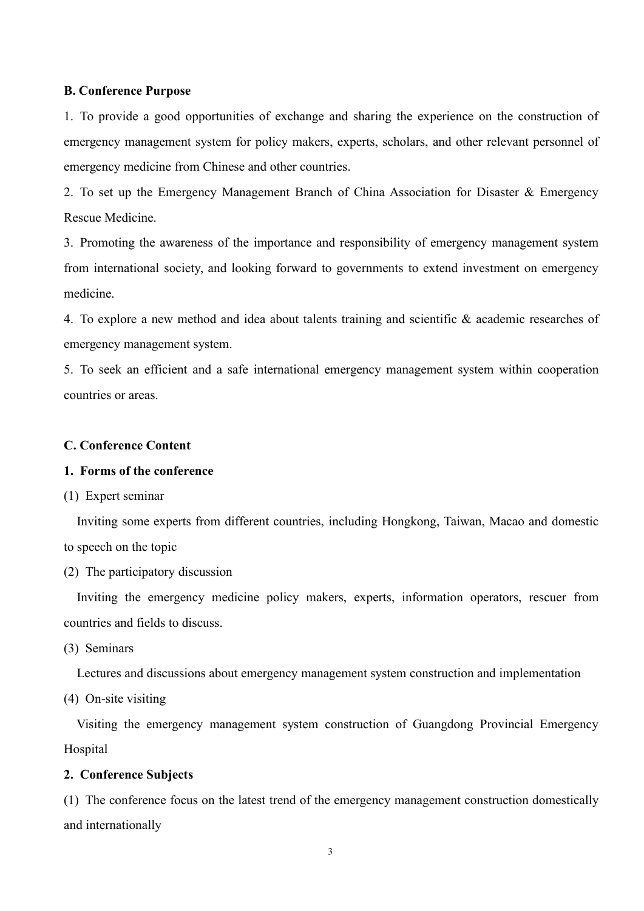**B. Conference Purpose**

1. To provide a good opportunities of exchange and sharing the experience on the construction of emergency management system for policy makers, experts, scholars, and other relevant personnel of emergency medicine from Chinese and other countries.

2. To set up the Emergency Management Branch of China Association for Disaster & Emergency Rescue Medicine.

3. Promoting the awareness of the importance and responsibility of emergency management system from international society, and looking forward to governments to extend investment on emergency medicine.

4. To explore a new method and idea about talents training and scientific & academic researches of emergency management system.

5. To seek an efficient and a safe international emergency management system within cooperation countries or areas.

**C. Conference Content**

**1. Forms of the conference**

(1) Expert seminar

Inviting some experts from different countries, including Hongkong, Taiwan, Macao and domestic to speech on the topic

(2) The participatory discussion

Inviting the emergency medicine policy makers, experts, information operators, rescuer from countries and fields to discuss.

(3) Seminars

Lectures and discussions about emergency management system construction and implementation

(4) On-site visiting

Visiting the emergency management system construction of Guangdong Provincial Emergency Hospital

**2. Conference Subjects**

(1) The conference focus on the latest trend of the emergency management construction domestically and internationally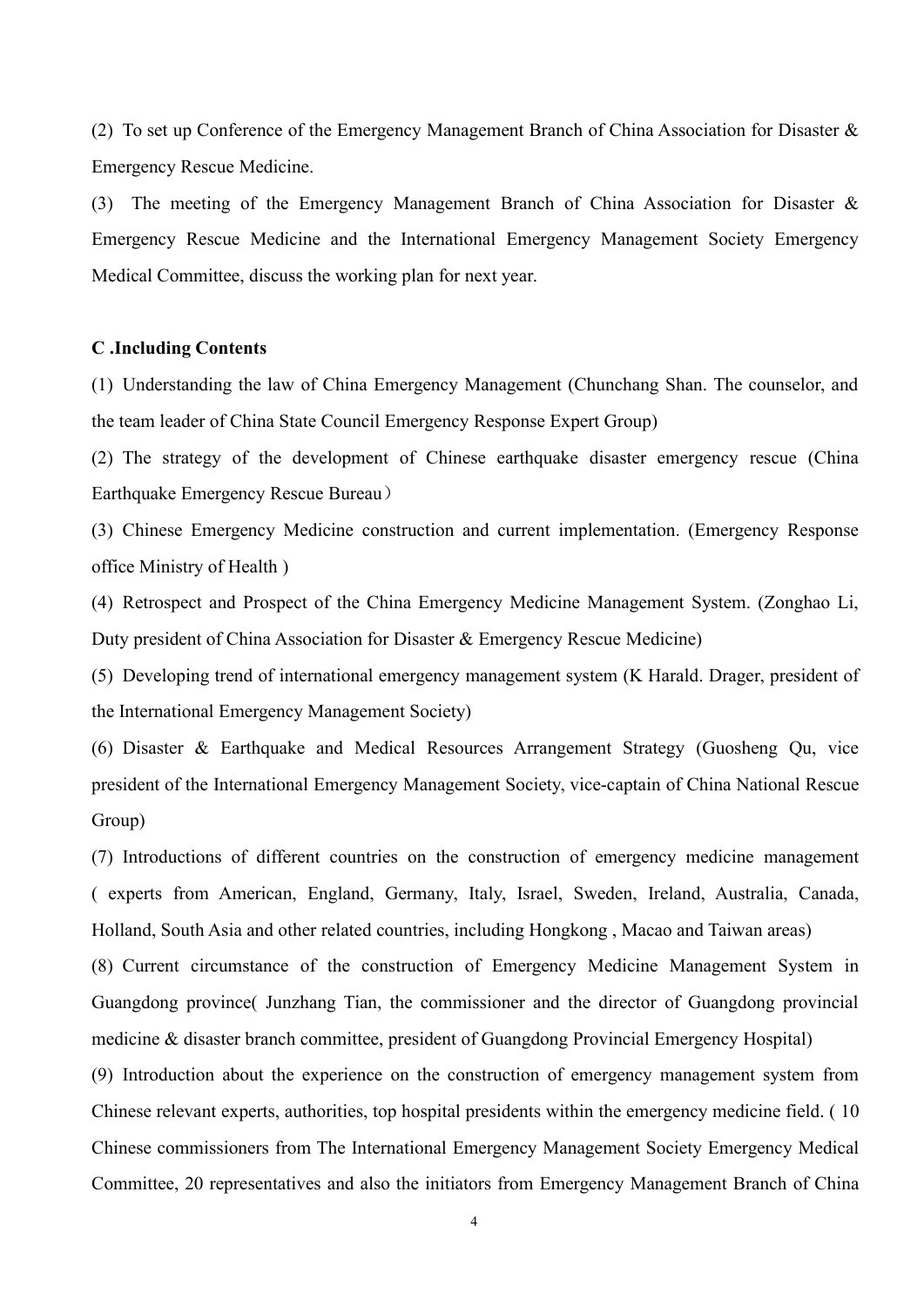(2) To set up Conference of the Emergency Management Branch of China Association for Disaster & Emergency Rescue Medicine.

(3) The meeting of the Emergency Management Branch of China Association for Disaster & Emergency Rescue Medicine and the International Emergency Management Society Emergency Medical Committee, discuss the working plan for next year.

**C .Including Contents**

(1) Understanding the law of China Emergency Management (Chunchang Shan. The counselor, and the team leader of China State Council Emergency Response Expert Group)

(2) The strategy of the development of Chinese earthquake disaster emergency rescue (China Earthquake Emergency Rescue Bureau）

(3) Chinese Emergency Medicine construction and current implementation. (Emergency Response office Ministry of Health )

(4) Retrospect and Prospect of the China Emergency Medicine Management System. (Zonghao Li, Duty president of China Association for Disaster & Emergency Rescue Medicine)

(5) Developing trend of international emergency management system (K Harald. Drager, president of the International Emergency Management Society)

(6) Disaster & Earthquake and Medical Resources Arrangement Strategy (Guosheng Qu, vice president of the International Emergency Management Society, vice-captain of China National Rescue Group)

(7) Introductions of different countries on the construction of emergency medicine management ( experts from American, England, Germany, Italy, Israel, Sweden, Ireland, Australia, Canada, Holland, South Asia and other related countries, including Hongkong , Macao and Taiwan areas)

(8) Current circumstance of the construction of Emergency Medicine Management System in Guangdong province( Junzhang Tian, the commissioner and the director of Guangdong provincial medicine & disaster branch committee, president of Guangdong Provincial Emergency Hospital)

(9) Introduction about the experience on the construction of emergency management system from Chinese relevant experts, authorities, top hospital presidents within the emergency medicine field. ( 10 Chinese commissioners from The International Emergency Management Society Emergency Medical Committee, 20 representatives and also the initiators from Emergency Management Branch of China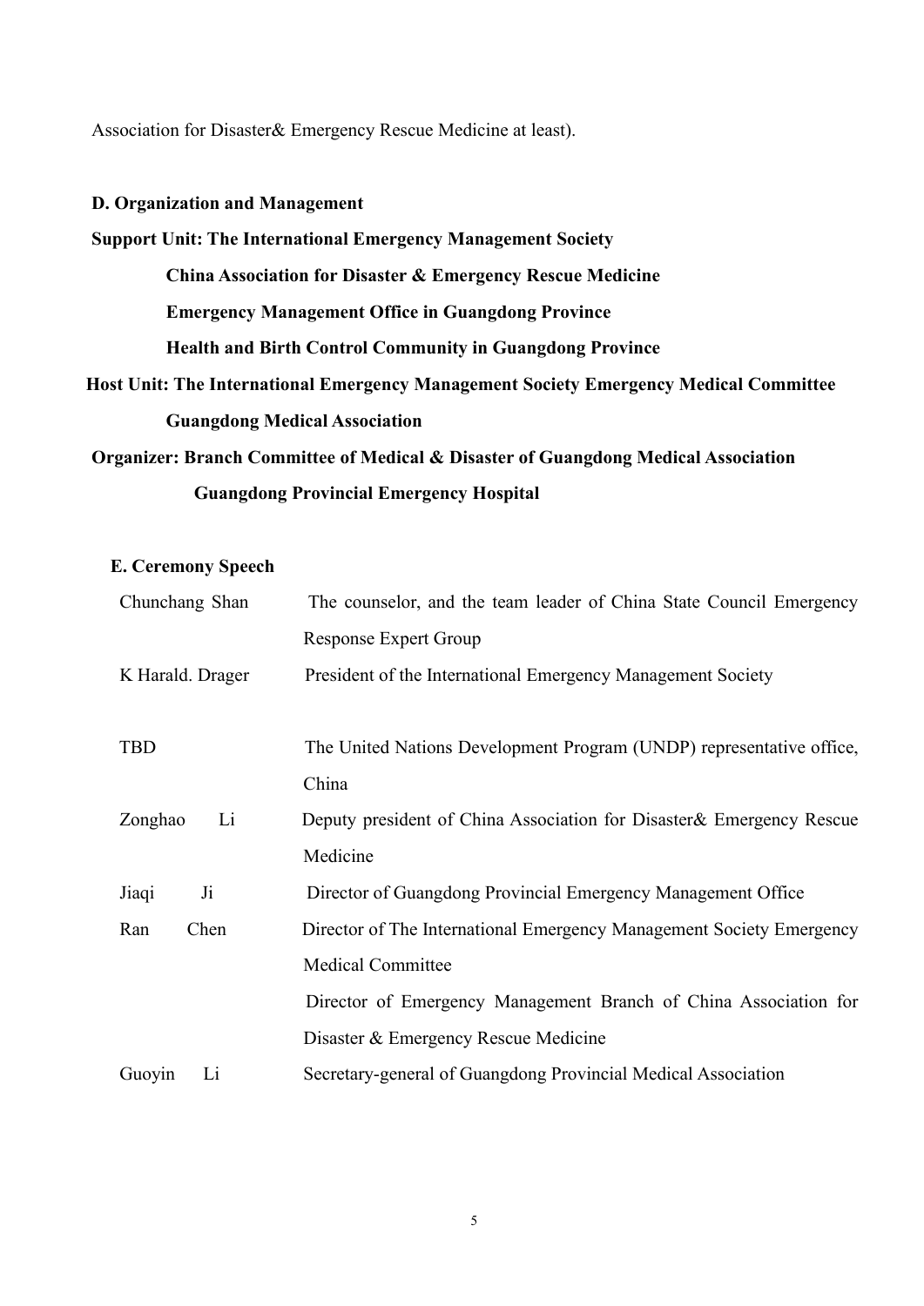Association for Disaster& Emergency Rescue Medicine at least).

**D. Organization and Management**

**Support Unit: The International Emergency Management Society**

**China Association for Disaster & Emergency Rescue Medicine**

**Emergency Management Office in Guangdong Province**

**Health and Birth Control Community in Guangdong Province**

**Host Unit: The International Emergency Management Society Emergency Medical Committee**

**Guangdong Medical Association**

**Organizer: Branch Committee of Medical & Disaster of Guangdong Medical Association**

**Guangdong Provincial Emergency Hospital**

**E. Ceremony Speech**

| | |
|---|---|
| Chunchang Shan | The counselor, and the team leader of China State Council Emergency Response Expert Group |
| K Harald. Drager | President of the International Emergency Management Society |
| TBD | The United Nations Development Program (UNDP) representative office, China |
| Zonghao Li | Deputy president of China Association for Disaster& Emergency Rescue Medicine |
| Jiaqi Ji | Director of Guangdong Provincial Emergency Management Office |
| Ran Chen | Director of The International Emergency Management Society Emergency Medical Committee<br>Director of Emergency Management Branch of China Association for Disaster & Emergency Rescue Medicine |
| Guoyin Li | Secretary-general of Guangdong Provincial Medical Association |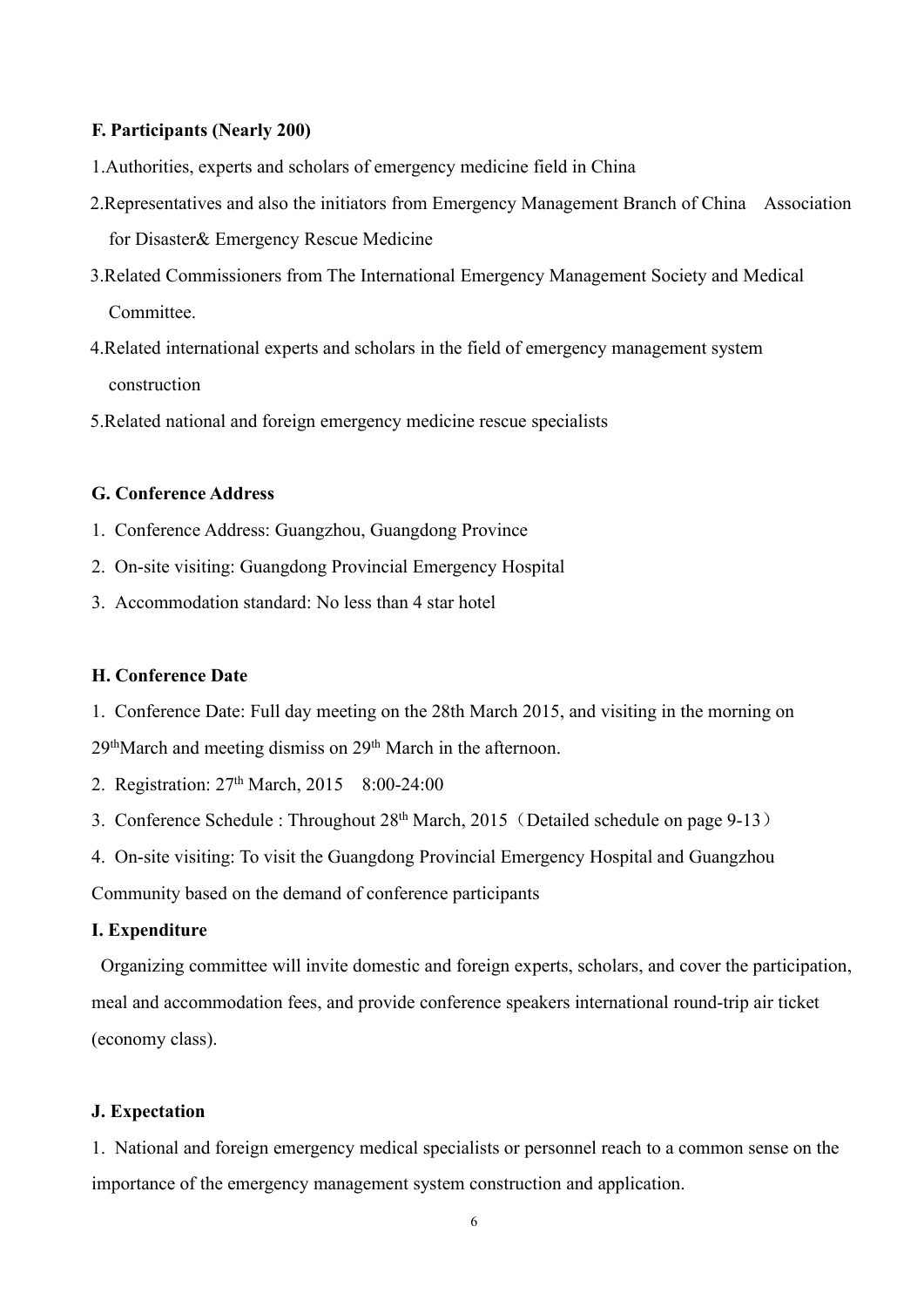**F. Participants (Nearly 200)**

1. Authorities, experts and scholars of emergency medicine field in China
2. Representatives and also the initiators from Emergency Management Branch of China Association for Disaster& Emergency Rescue Medicine
3. Related Commissioners from The International Emergency Management Society and Medical Committee.
4. Related international experts and scholars in the field of emergency management system construction
5. Related national and foreign emergency medicine rescue specialists

**G. Conference Address**

1. Conference Address: Guangzhou, Guangdong Province
2. On-site visiting: Guangdong Provincial Emergency Hospital
3. Accommodation standard: No less than 4 star hotel

**H. Conference Date**

1. Conference Date: Full day meeting on the 28th March 2015, and visiting in the morning on 29th March and meeting dismiss on 29th March in the afternoon.
2. Registration: 27th March, 2015 8:00-24:00
3. Conference Schedule : Throughout 28th March, 2015（Detailed schedule on page 9-13）
4. On-site visiting: To visit the Guangdong Provincial Emergency Hospital and Guangzhou Community based on the demand of conference participants

**I. Expenditure**

Organizing committee will invite domestic and foreign experts, scholars, and cover the participation, meal and accommodation fees, and provide conference speakers international round-trip air ticket (economy class).

**J. Expectation**

1. National and foreign emergency medical specialists or personnel reach to a common sense on the importance of the emergency management system construction and application.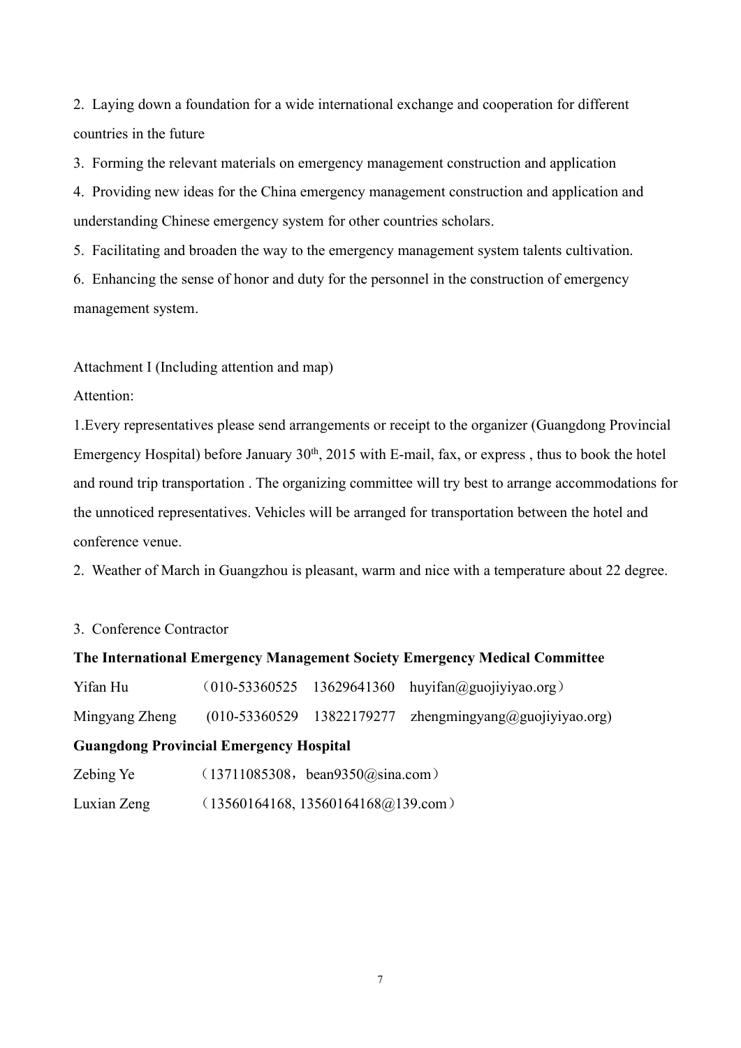2. Laying down a foundation for a wide international exchange and cooperation for different countries in the future

3. Forming the relevant materials on emergency management construction and application

4. Providing new ideas for the China emergency management construction and application and understanding Chinese emergency system for other countries scholars.

5. Facilitating and broaden the way to the emergency management system talents cultivation.

6. Enhancing the sense of honor and duty for the personnel in the construction of emergency management system.

Attachment I (Including attention and map)

Attention:

1.Every representatives please send arrangements or receipt to the organizer (Guangdong Provincial Emergency Hospital) before January 30th, 2015 with E-mail, fax, or express , thus to book the hotel and round trip transportation . The organizing committee will try best to arrange accommodations for the unnoticed representatives. Vehicles will be arranged for transportation between the hotel and conference venue.

2. Weather of March in Guangzhou is pleasant, warm and nice with a temperature about 22 degree.

3. Conference Contractor

**The International Emergency Management Society Emergency Medical Committee**

Yifan Hu （010-53360525 13629641360 huyifan@guojiyiyao.org）

Mingyang Zheng (010-53360529 13822179277 zhengmingyang@guojiyiyao.org)

**Guangdong Provincial Emergency Hospital**

Zebing Ye （13711085308，bean9350@sina.com）

Luxian Zeng （13560164168, 13560164168@139.com）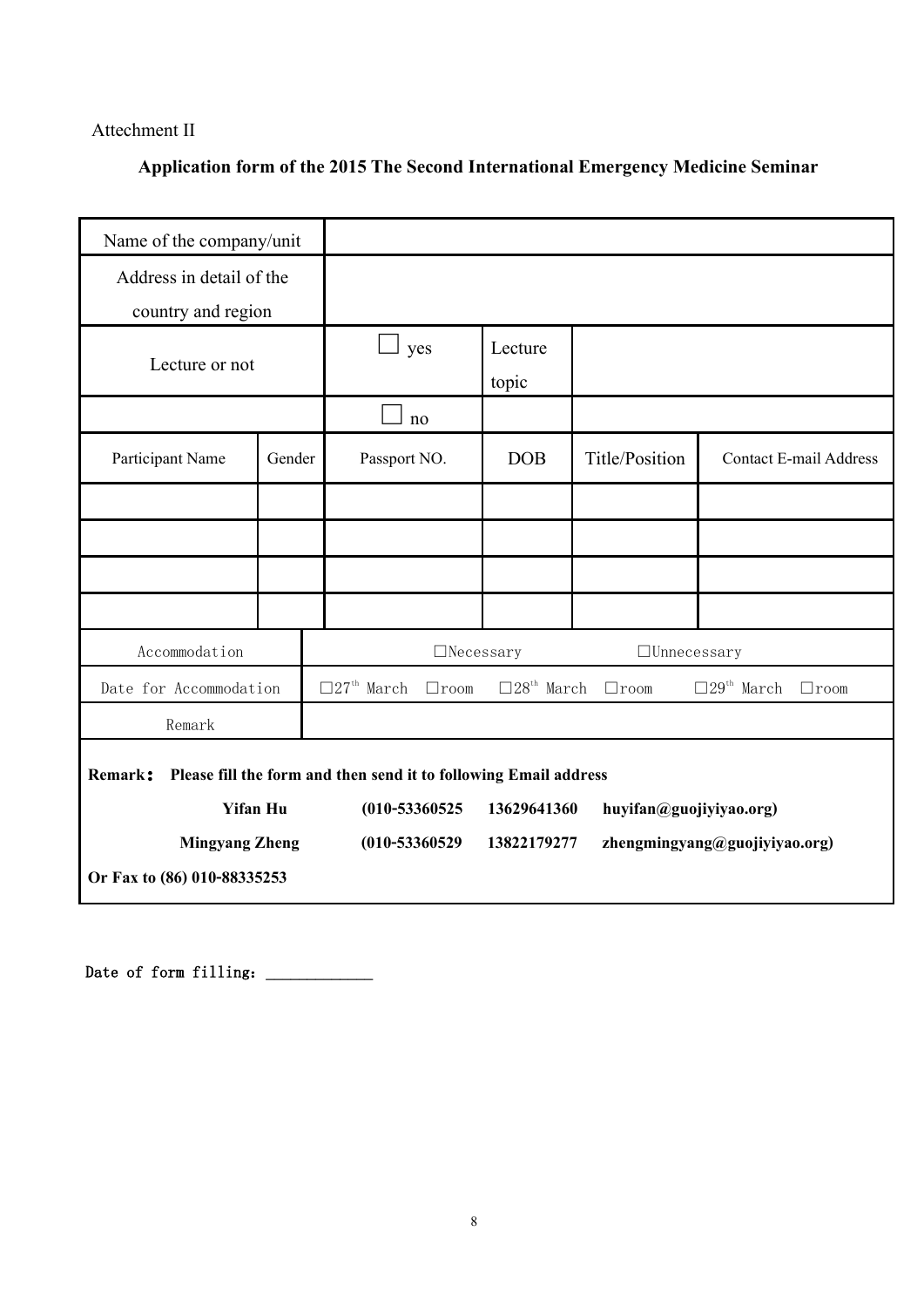Attechment II

**Application form of the 2015 The Second International Emergency Medicine Seminar**

| Name of the company/unit | | | | | |
|---|---|---|---|---|---|
| Address in detail of the country and region | | | | | |
| Lecture or not | | ☐ yes | Lecture topic | | |
| | | ☐ no | | | |
| Participant Name | Gender | Passport NO. | DOB | Title/Position | Contact E-mail Address |
| | | | | | |
| | | | | | |
| | | | | | |
| | | | | | |
| Accommodation | | ☐Necessary | | ☐Unnecessary | |
| Date for Accommodation | | ☐27th March ☐room | ☐28th March ☐room | | ☐29th March ☐room |
| Remark | | | | | |

**Remark： Please fill the form and then send it to following Email address**

**Yifan Hu (010-53360525 13629641360 huyifan@guojiyiyao.org)**

**Mingyang Zheng (010-53360529 13822179277 zhengmingyang@guojiyiyao.org)**

**Or Fax to (86) 010-88335253**

Date of form filling：_____________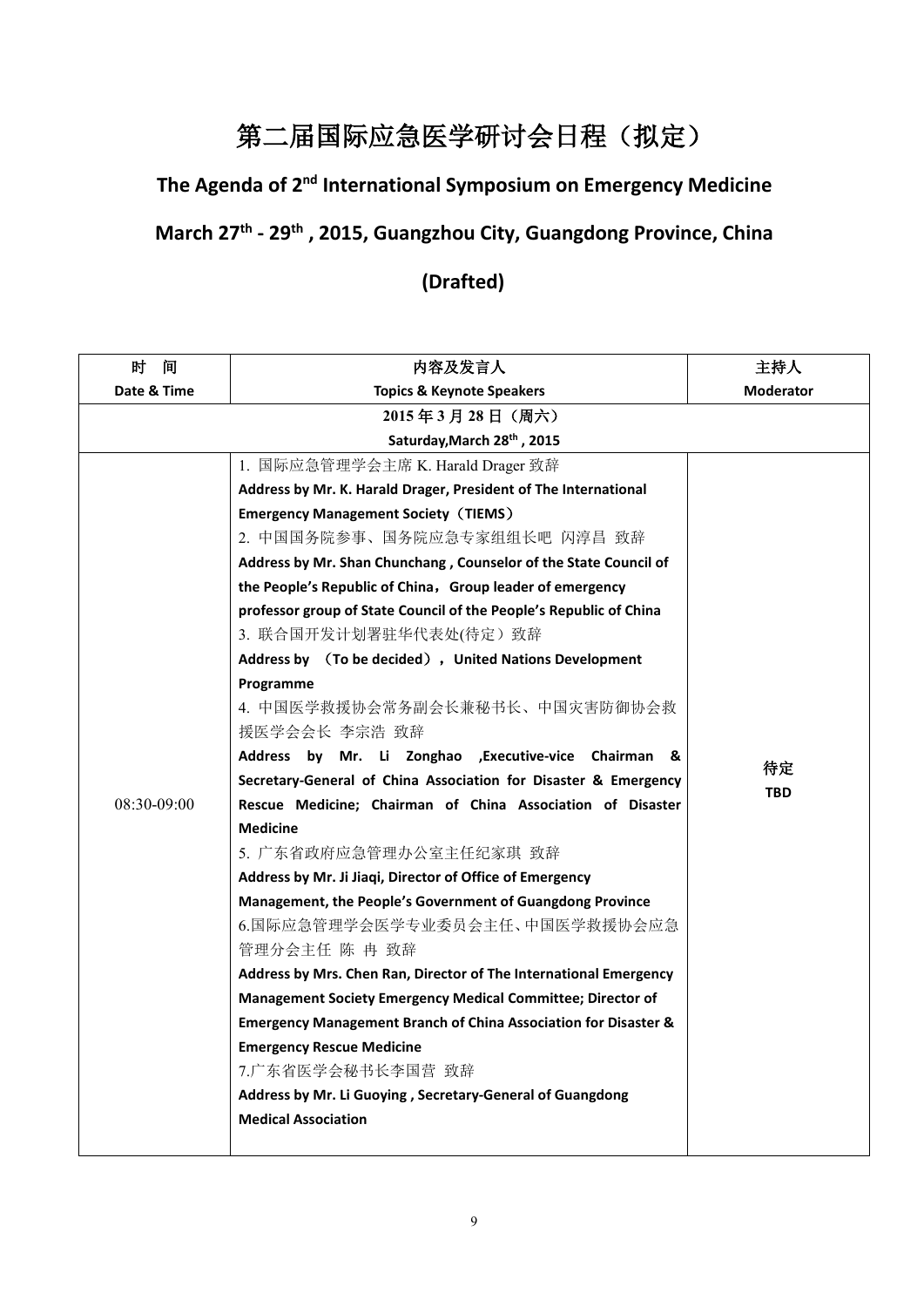# 第二届国际应急医学研讨会日程（拟定）

## The Agenda of 2nd International Symposium on Emergency Medicine

## March 27th - 29th , 2015, Guangzhou City, Guangdong Province, China

## (Drafted)

| 时　间<br>Date & Time | 内容及发言人<br>Topics & Keynote Speakers | 主持人<br>Moderator |
|---|---|---|
| 2015 年 3 月 28 日（周六）<br>Saturday,March 28th , 2015 | | |
| 08:30-09:00 | 1. 国际应急管理学会主席 K. Harald Drager 致辞<br>**Address by Mr. K. Harald Drager, President of The International Emergency Management Society（TIEMS）**<br>2. 中国国务院参事、国务院应急专家组组长吧 闪淳昌 致辞<br>**Address by Mr. Shan Chunchang , Counselor of the State Council of the People's Republic of China，Group leader of emergency professor group of State Council of the People's Republic of China**<br>3. 联合国开发计划署驻华代表处(待定）致辞<br>**Address by （To be decided），United Nations Development Programme**<br>4. 中国医学救援协会常务副会长兼秘书长、中国灾害防御协会救援医学会会长 李宗浩 致辞<br>**Address by Mr. Li Zonghao ,Executive-vice Chairman & Secretary-General of China Association for Disaster & Emergency Rescue Medicine; Chairman of China Association of Disaster Medicine**<br>5. 广东省政府应急管理办公室主任纪家琪 致辞<br>**Address by Mr. Ji Jiaqi, Director of Office of Emergency Management, the People's Government of Guangdong Province**<br>6.国际应急管理学会医学专业委员会主任、中国医学救援协会应急管理分会主任 陈 冉 致辞<br>**Address by Mrs. Chen Ran, Director of The International Emergency Management Society Emergency Medical Committee; Director of Emergency Management Branch of China Association for Disaster & Emergency Rescue Medicine**<br>7.广东省医学会秘书长李国营 致辞<br>**Address by Mr. Li Guoying , Secretary-General of Guangdong Medical Association** | 待定<br>**TBD** |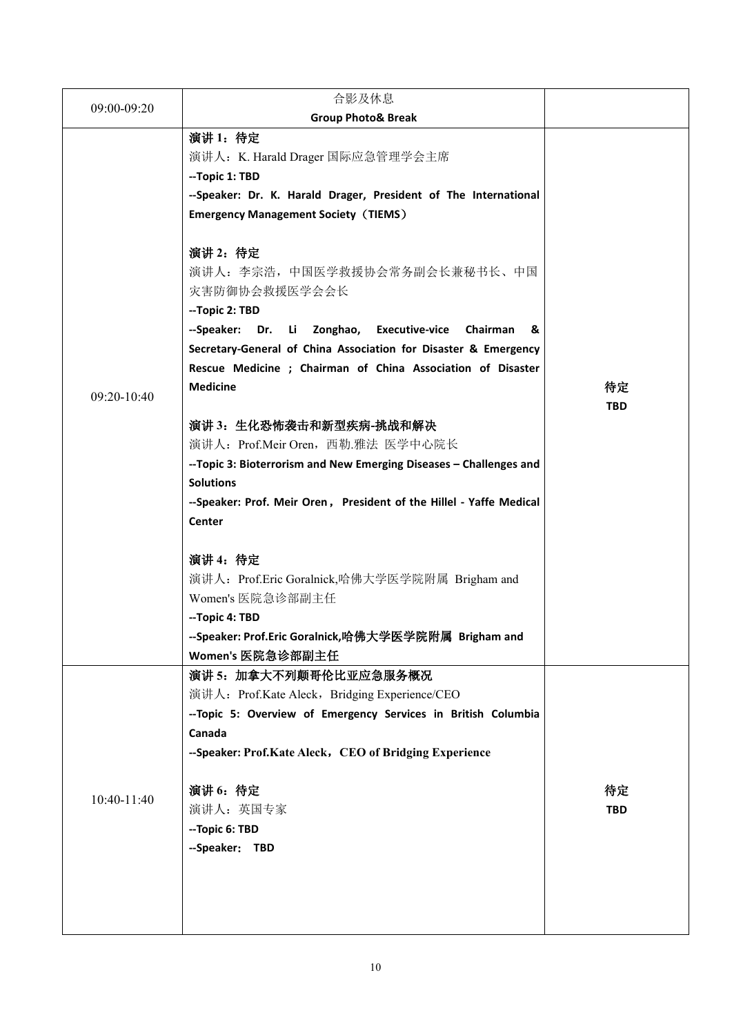| 09:00-09:20 | 合影及休息<br>**Group Photo& Break** | |
|---|---|---|
| 09:20-10:40 | **演讲 1：待定**<br>演讲人：K. Harald Drager 国际应急管理学会主席<br>**--Topic 1: TBD**<br>**--Speaker: Dr. K. Harald Drager, President of The International Emergency Management Society（TIEMS）**<br><br>**演讲 2：待定**<br>演讲人：李宗浩，中国医学救援协会常务副会长兼秘书长、中国灾害防御协会救援医学会会长<br>**--Topic 2: TBD**<br>**--Speaker: Dr. Li Zonghao, Executive-vice Chairman & Secretary-General of China Association for Disaster & Emergency Rescue Medicine ; Chairman of China Association of Disaster Medicine**<br><br>**演讲 3：生化恐怖袭击和新型疾病-挑战和解决**<br>演讲人：Prof.Meir Oren，西勒.雅法 医学中心院长<br>**--Topic 3: Bioterrorism and New Emerging Diseases – Challenges and Solutions**<br>**--Speaker: Prof. Meir Oren，President of the Hillel - Yaffe Medical Center**<br><br>**演讲 4：待定**<br>演讲人：Prof.Eric Goralnick,哈佛大学医学院附属 Brigham and Women's 医院急诊部副主任<br>**--Topic 4: TBD**<br>**--Speaker: Prof.Eric Goralnick,哈佛大学医学院附属 Brigham and Women's 医院急诊部副主任** | **待定**<br>**TBD** |
| 10:40-11:40 | **演讲 5：加拿大不列颠哥伦比亚应急服务概况**<br>演讲人：Prof.Kate Aleck，Bridging Experience/CEO<br>**--Topic 5: Overview of Emergency Services in British Columbia Canada**<br>**--Speaker: Prof.Kate Aleck，CEO of Bridging Experience**<br><br>**演讲 6：待定**<br>演讲人：英国专家<br>**--Topic 6: TBD**<br>**--Speaker： TBD** | **待定**<br>**TBD** |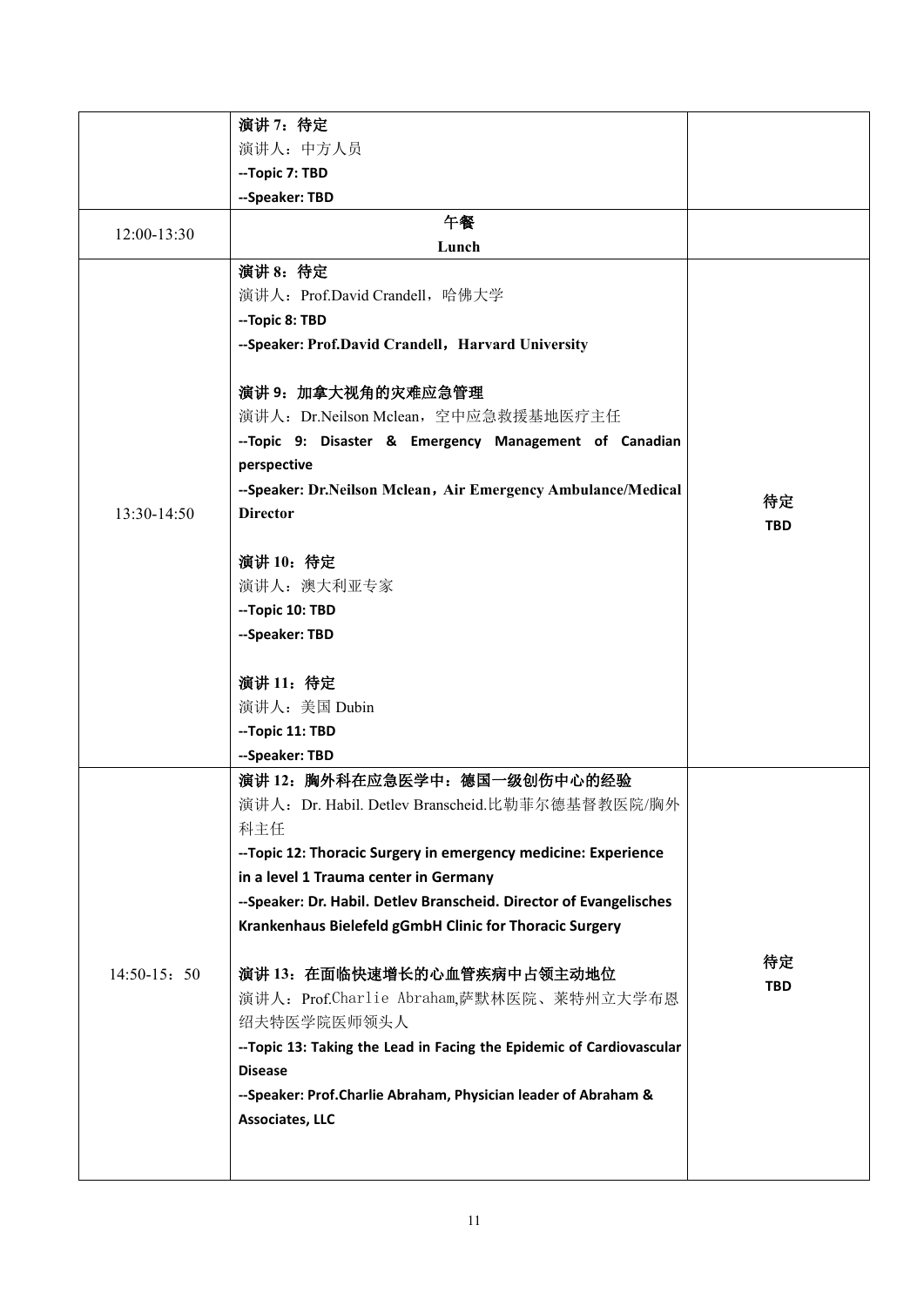| | | |
|---|---|---|
| | **演讲 7：待定**<br>演讲人：中方人员<br>**--Topic 7: TBD**<br>**--Speaker: TBD** | |
| 12:00-13:30 | **午餐**<br>**Lunch** | |
| 13:30-14:50 | **演讲 8：待定**<br>演讲人：Prof.David Crandell，哈佛大学<br>**--Topic 8: TBD**<br>**--Speaker: Prof.David Crandell，Harvard University**<br><br>**演讲 9：加拿大视角的灾难应急管理**<br>演讲人：Dr.Neilson Mclean，空中应急救援基地医疗主任<br>**--Topic 9: Disaster & Emergency Management of Canadian perspective**<br>**--Speaker: Dr.Neilson Mclean，Air Emergency Ambulance/Medical Director**<br><br>**演讲 10：待定**<br>演讲人：澳大利亚专家<br>**--Topic 10: TBD**<br>**--Speaker: TBD**<br><br>**演讲 11：待定**<br>演讲人：美国 Dubin<br>**--Topic 11: TBD**<br>**--Speaker: TBD** | **待定**<br>**TBD** |
| 14:50-15：50 | **演讲 12：胸外科在应急医学中：德国一级创伤中心的经验**<br>演讲人：Dr. Habil. Detlev Branscheid.比勒菲尔德基督教医院/胸外科主任<br>**--Topic 12: Thoracic Surgery in emergency medicine: Experience in a level 1 Trauma center in Germany**<br>**--Speaker: Dr. Habil. Detlev Branscheid. Director of Evangelisches Krankenhaus Bielefeld gGmbH Clinic for Thoracic Surgery**<br><br>**演讲 13：在面临快速增长的心血管疾病中占领主动地位**<br>演讲人：Prof.Charlie Abraham,萨默林医院、莱特州立大学布恩绍夫特医学院医师领头人<br>**--Topic 13: Taking the Lead in Facing the Epidemic of Cardiovascular Disease**<br>**--Speaker: Prof.Charlie Abraham, Physician leader of Abraham & Associates, LLC** | **待定**<br>**TBD** |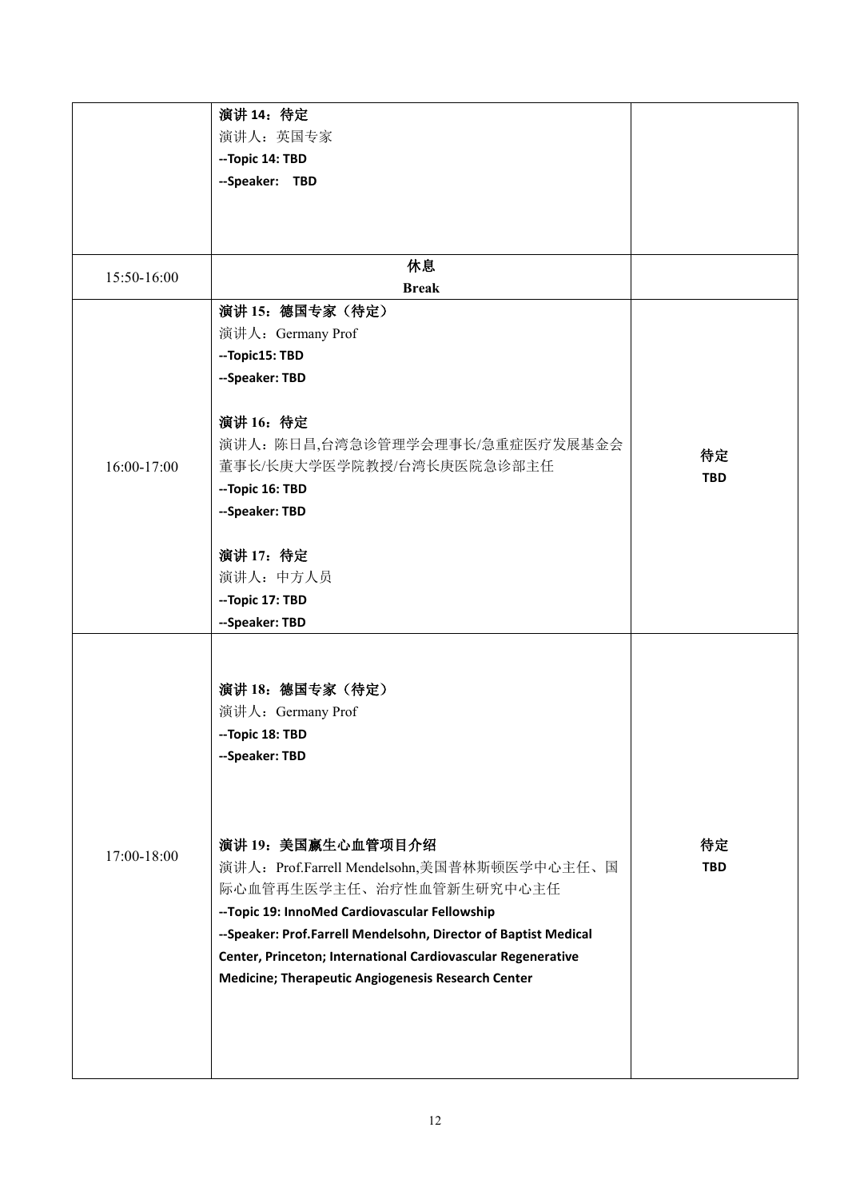| | | |
|---|---|---|
| | **演讲 14：待定**<br>演讲人：英国专家<br>**--Topic 14: TBD**<br>**--Speaker:   TBD** | |
| 15:50-16:00 | **休息**<br>**Break** | |
| 16:00-17:00 | **演讲 15：德国专家（待定）**<br>演讲人：Germany Prof<br>**--Topic15: TBD**<br>**--Speaker: TBD**<br><br>**演讲 16：待定**<br>演讲人：陈日昌,台湾急诊管理学会理事长/急重症医疗发展基金会董事长/长庚大学医学院教授/台湾长庚医院急诊部主任<br>**--Topic 16: TBD**<br>**--Speaker: TBD**<br><br>**演讲 17：待定**<br>演讲人：中方人员<br>**--Topic 17: TBD**<br>**--Speaker: TBD** | **待定**<br>**TBD** |
| 17:00-18:00 | **演讲 18：德国专家（待定）**<br>演讲人：Germany Prof<br>**--Topic 18: TBD**<br>**--Speaker: TBD**<br><br>**演讲 19：美国嬴生心血管项目介绍**<br>演讲人：Prof.Farrell Mendelsohn,美国普林斯顿医学中心主任、国际心血管再生医学主任、治疗性血管新生研究中心主任<br>**--Topic 19: InnoMed Cardiovascular Fellowship**<br>**--Speaker: Prof.Farrell Mendelsohn, Director of Baptist Medical Center, Princeton; International Cardiovascular Regenerative Medicine; Therapeutic Angiogenesis Research Center** | **待定**<br>**TBD** |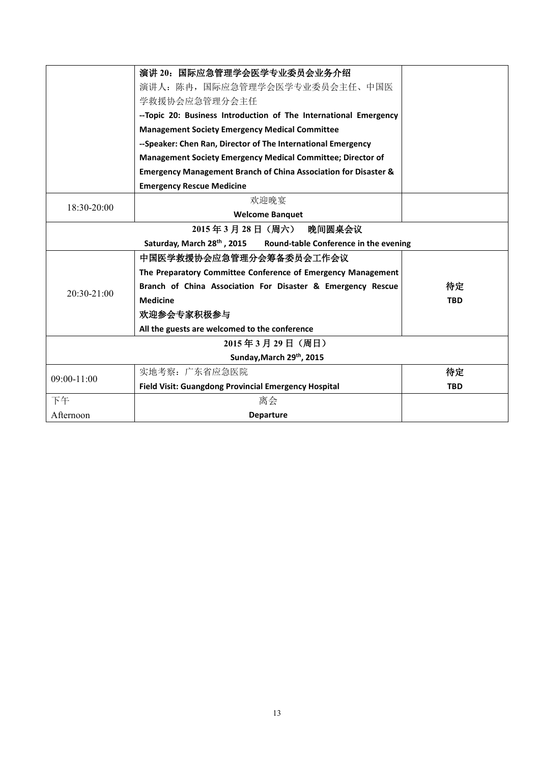| | | |
|---|---|---|
| | **演讲 20：国际应急管理学会医学专业委员会业务介绍**<br>演讲人：陈冉，国际应急管理学会医学专业委员会主任、中国医学救援协会应急管理分会主任<br>**--Topic 20: Business Introduction of The International Emergency Management Society Emergency Medical Committee**<br>**--Speaker: Chen Ran, Director of The International Emergency Management Society Emergency Medical Committee; Director of Emergency Management Branch of China Association for Disaster & Emergency Rescue Medicine** | |
| 18:30-20:00 | 欢迎晚宴<br>**Welcome Banquet** | |
| **2015 年 3 月 28 日（周六） 晚间圆桌会议**<br>**Saturday, March 28th , 2015 Round-table Conference in the evening** | | |
| 20:30-21:00 | **中国医学救援协会应急管理分会筹备委员会工作会议**<br>**The Preparatory Committee Conference of Emergency Management Branch of China Association For Disaster & Emergency Rescue Medicine**<br>**欢迎参会专家积极参与**<br>**All the guests are welcomed to the conference** | **待定**<br>**TBD** |
| **2015 年 3 月 29 日（周日）**<br>**Sunday,March 29th, 2015** | | |
| 09:00-11:00 | 实地考察：广东省应急医院<br>**Field Visit: Guangdong Provincial Emergency Hospital** | **待定**<br>**TBD** |
| 下午<br>Afternoon | 离会<br>**Departure** | |